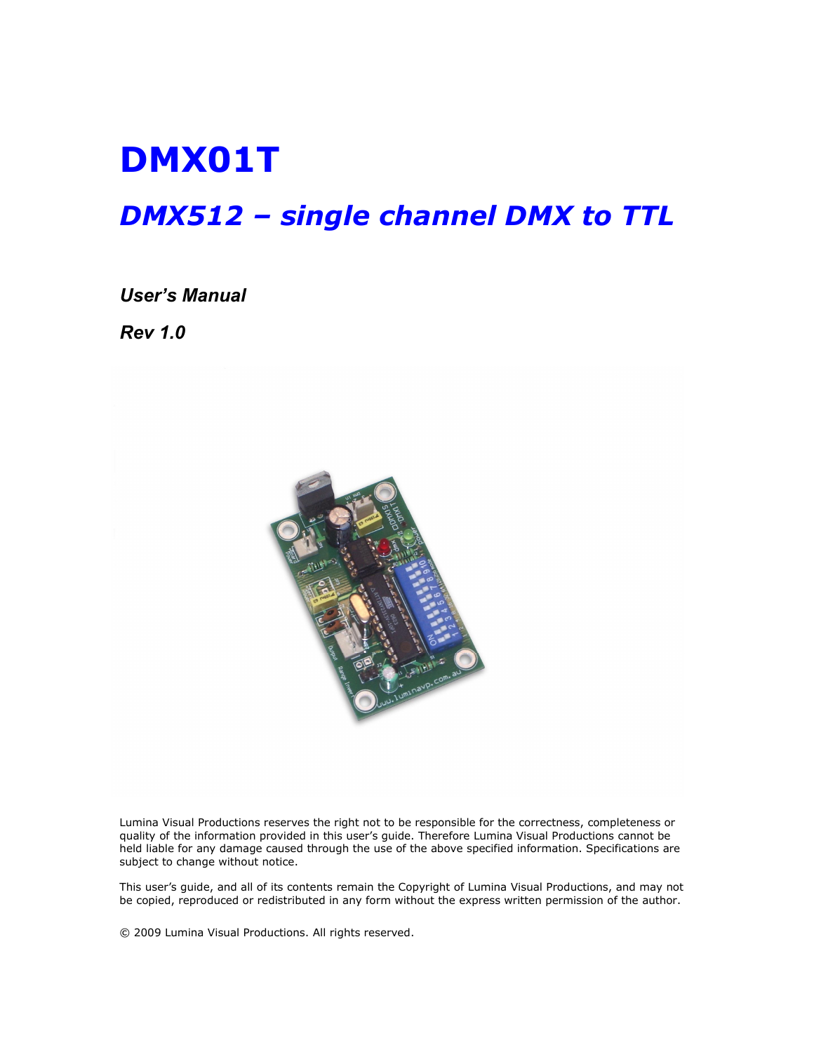# DMX01T

## *DMX512 – single channel DMX to TTL*

### *User's Manual*

### *Rev 1.0*

Lumina Visual Productions reserves the right not to be responsible for the correctness, completeness or quality of the information provided in this user's guide. Therefore Lumina Visual Productions cannot be held liable for any damage caused through the use of the above specified information. Specifications are subject to change without notice.

This user's guide, and all of its contents remain the Copyright of Lumina Visual Productions, and may not be copied, reproduced or redistributed in any form without the express written permission of the author.

© 2009 Lumina Visual Productions. All rights reserved.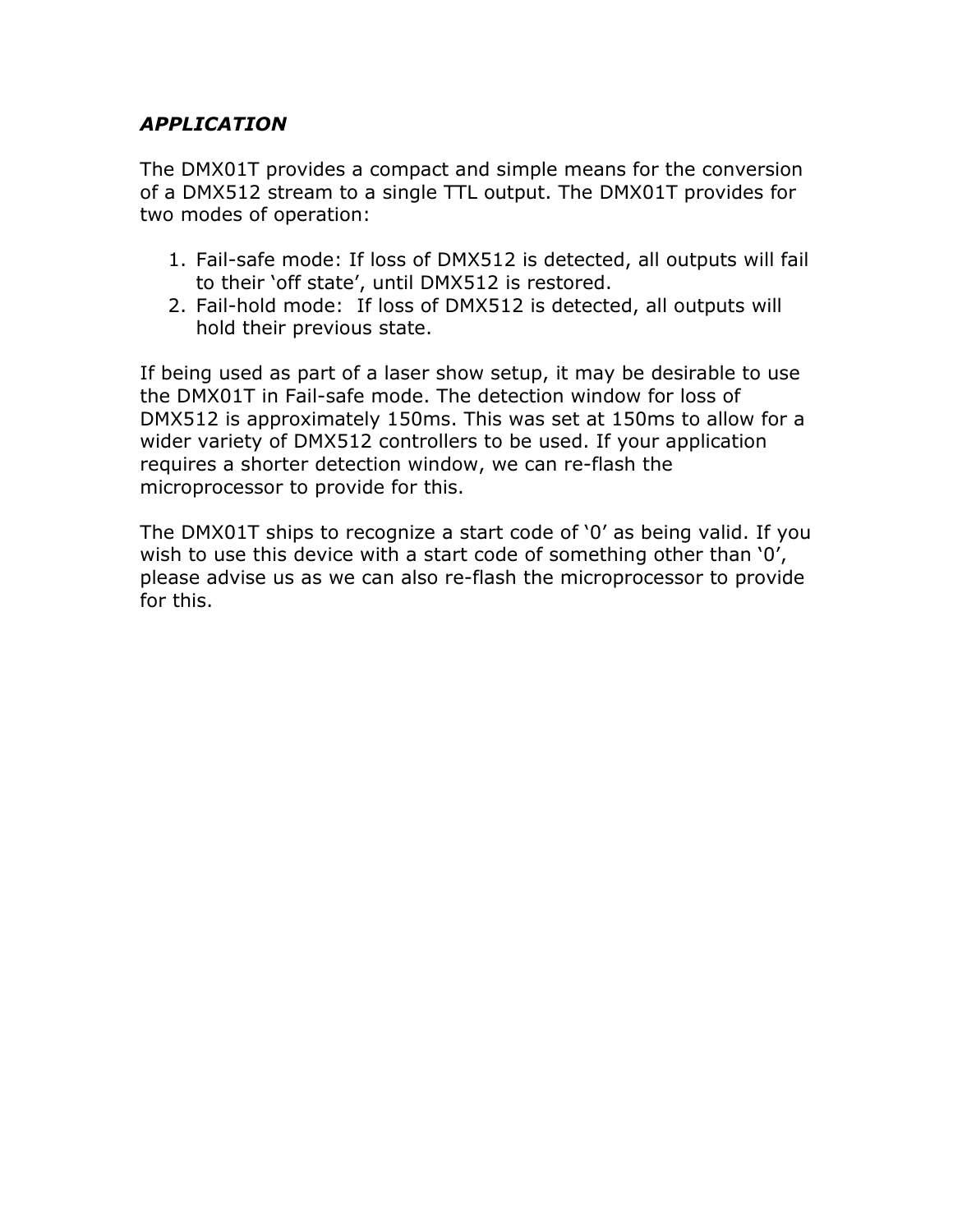***APPLICATION***

The DMX01T provides a compact and simple means for the conversion of a DMX512 stream to a single TTL output. The DMX01T provides for two modes of operation:

1. Fail-safe mode: If loss of DMX512 is detected, all outputs will fail to their 'off state', until DMX512 is restored.
2. Fail-hold mode: If loss of DMX512 is detected, all outputs will hold their previous state.

If being used as part of a laser show setup, it may be desirable to use the DMX01T in Fail-safe mode. The detection window for loss of DMX512 is approximately 150ms. This was set at 150ms to allow for a wider variety of DMX512 controllers to be used. If your application requires a shorter detection window, we can re-flash the microprocessor to provide for this.

The DMX01T ships to recognize a start code of '0' as being valid. If you wish to use this device with a start code of something other than '0', please advise us as we can also re-flash the microprocessor to provide for this.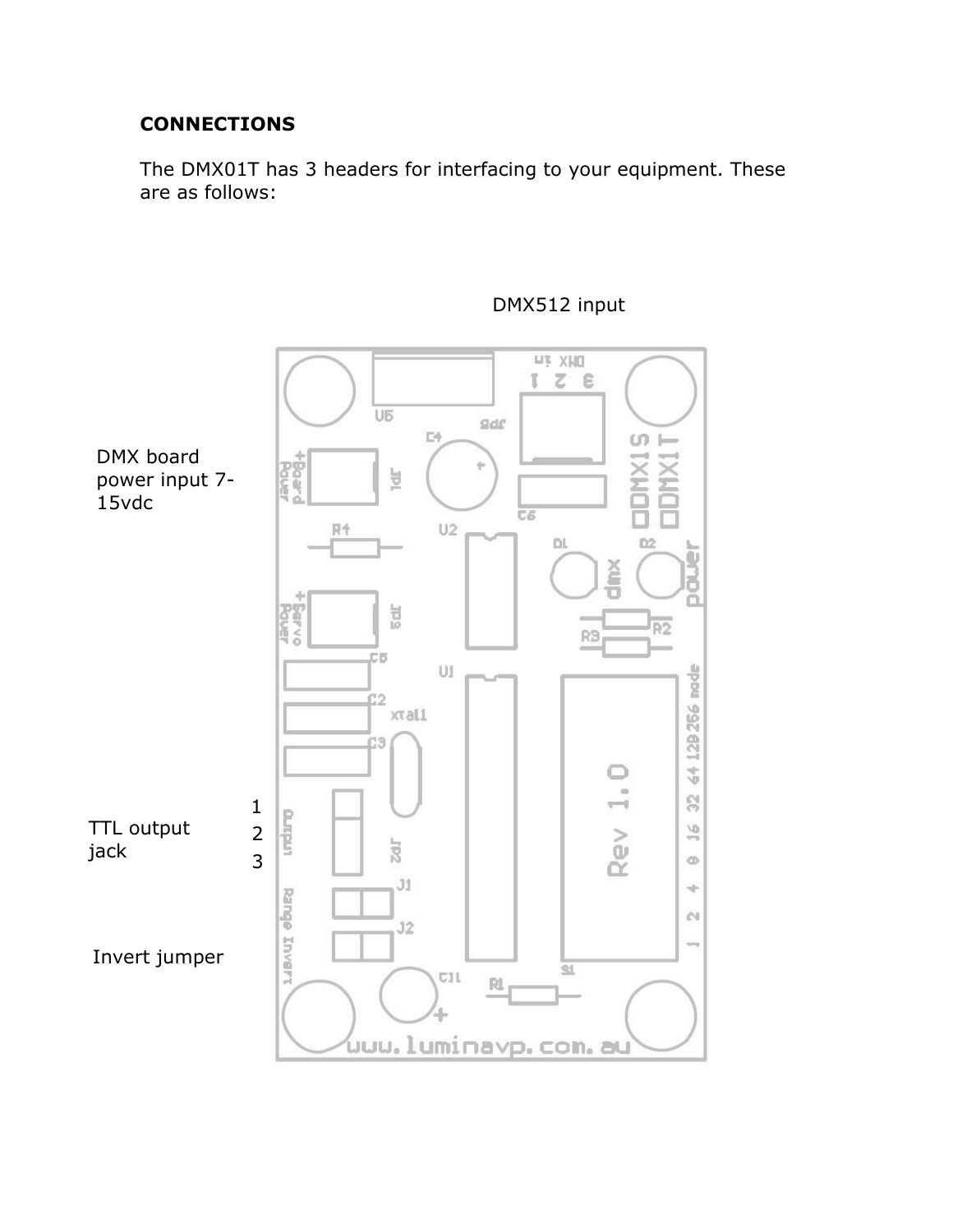**CONNECTIONS**

The DMX01T has 3 headers for interfacing to your equipment. These are as follows:

DMX512 input

DMX board power input 7-15vdc

TTL output jack

1
2
3

Invert jumper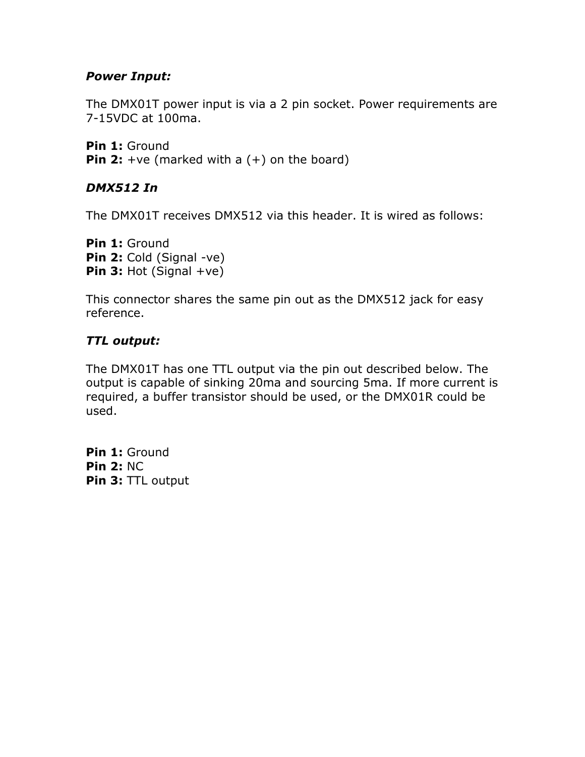***Power Input:***

The DMX01T power input is via a 2 pin socket. Power requirements are 7-15VDC at 100ma.

**Pin 1:** Ground
**Pin 2:** +ve (marked with a (+) on the board)

***DMX512 In***

The DMX01T receives DMX512 via this header. It is wired as follows:

**Pin 1:** Ground
**Pin 2:** Cold (Signal -ve)
**Pin 3:** Hot (Signal +ve)

This connector shares the same pin out as the DMX512 jack for easy reference.

***TTL output:***

The DMX01T has one TTL output via the pin out described below. The output is capable of sinking 20ma and sourcing 5ma. If more current is required, a buffer transistor should be used, or the DMX01R could be used.

**Pin 1:** Ground
**Pin 2:** NC
**Pin 3:** TTL output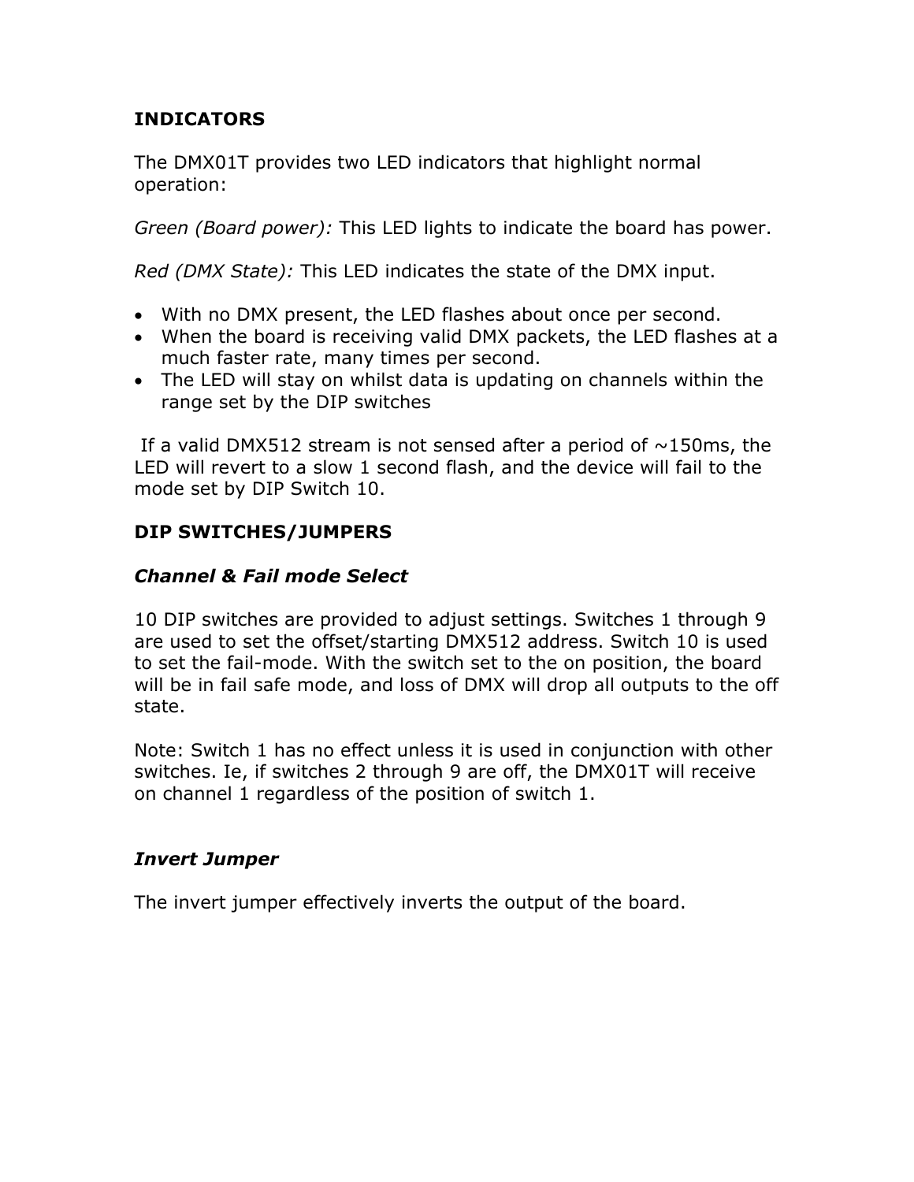## INDICATORS

The DMX01T provides two LED indicators that highlight normal operation:

*Green (Board power):* This LED lights to indicate the board has power.

*Red (DMX State):* This LED indicates the state of the DMX input.

- With no DMX present, the LED flashes about once per second.
- When the board is receiving valid DMX packets, the LED flashes at a much faster rate, many times per second.
- The LED will stay on whilst data is updating on channels within the range set by the DIP switches

If a valid DMX512 stream is not sensed after a period of ~150ms, the LED will revert to a slow 1 second flash, and the device will fail to the mode set by DIP Switch 10.

## DIP SWITCHES/JUMPERS

### *Channel & Fail mode Select*

10 DIP switches are provided to adjust settings. Switches 1 through 9 are used to set the offset/starting DMX512 address. Switch 10 is used to set the fail-mode. With the switch set to the on position, the board will be in fail safe mode, and loss of DMX will drop all outputs to the off state.

Note: Switch 1 has no effect unless it is used in conjunction with other switches. Ie, if switches 2 through 9 are off, the DMX01T will receive on channel 1 regardless of the position of switch 1.

### *Invert Jumper*

The invert jumper effectively inverts the output of the board.